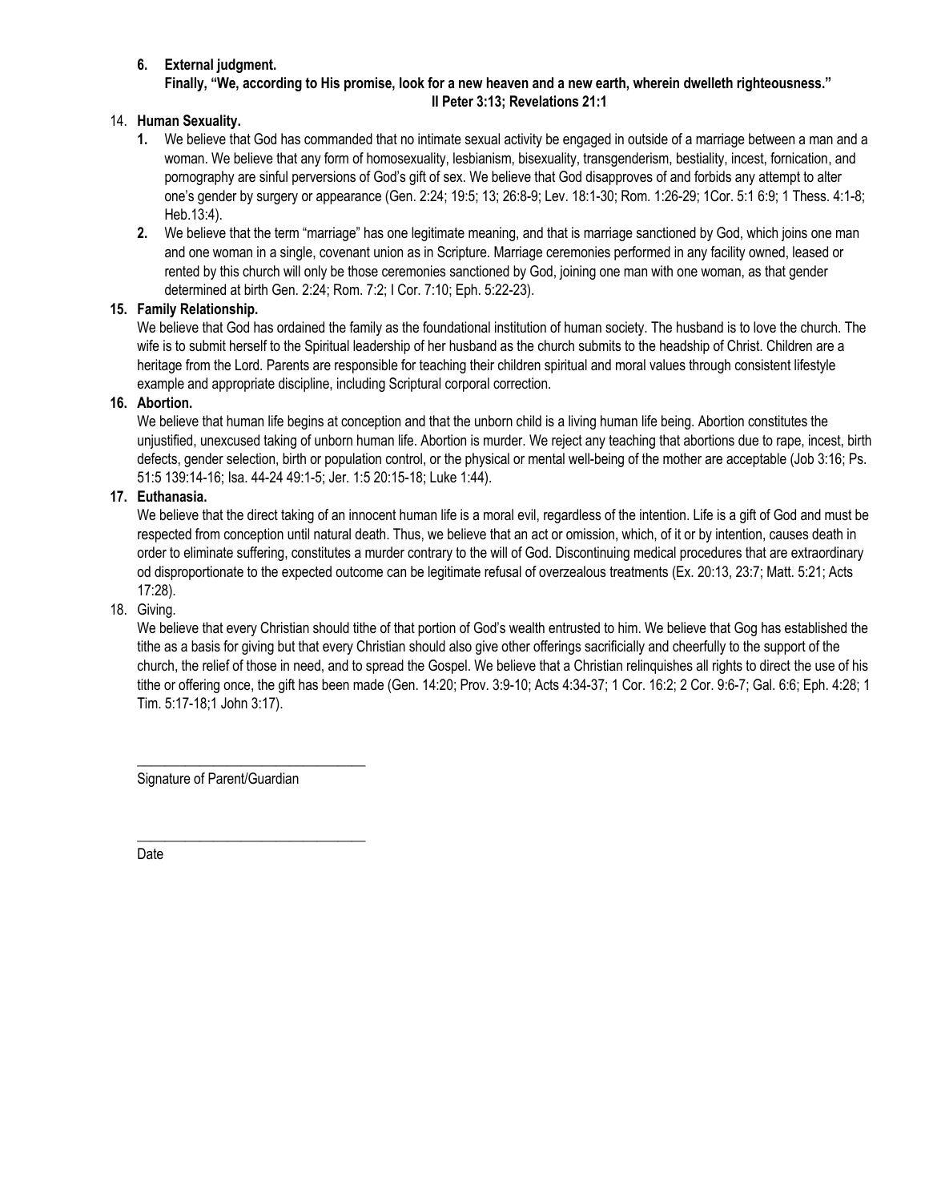**6. External judgment.**

**Finally, "We, according to His promise, look for a new heaven and a new earth, wherein dwelleth righteousness."**
**II Peter 3:13; Revelations 21:1**

14. **Human Sexuality.**

   **1.** We believe that God has commanded that no intimate sexual activity be engaged in outside of a marriage between a man and a woman. We believe that any form of homosexuality, lesbianism, bisexuality, transgenderism, bestiality, incest, fornication, and pornography are sinful perversions of God's gift of sex. We believe that God disapproves of and forbids any attempt to alter one's gender by surgery or appearance (Gen. 2:24; 19:5; 13; 26:8-9; Lev. 18:1-30; Rom. 1:26-29; 1Cor. 5:1 6:9; 1 Thess. 4:1-8; Heb.13:4).

   **2.** We believe that the term "marriage" has one legitimate meaning, and that is marriage sanctioned by God, which joins one man and one woman in a single, covenant union as in Scripture. Marriage ceremonies performed in any facility owned, leased or rented by this church will only be those ceremonies sanctioned by God, joining one man with one woman, as that gender determined at birth Gen. 2:24; Rom. 7:2; I Cor. 7:10; Eph. 5:22-23).

**15. Family Relationship.**

We believe that God has ordained the family as the foundational institution of human society. The husband is to love the church. The wife is to submit herself to the Spiritual leadership of her husband as the church submits to the headship of Christ. Children are a heritage from the Lord. Parents are responsible for teaching their children spiritual and moral values through consistent lifestyle example and appropriate discipline, including Scriptural corporal correction.

**16. Abortion.**

We believe that human life begins at conception and that the unborn child is a living human life being. Abortion constitutes the unjustified, unexcused taking of unborn human life. Abortion is murder. We reject any teaching that abortions due to rape, incest, birth defects, gender selection, birth or population control, or the physical or mental well-being of the mother are acceptable (Job 3:16; Ps. 51:5 139:14-16; Isa. 44-24 49:1-5; Jer. 1:5 20:15-18; Luke 1:44).

**17. Euthanasia.**

We believe that the direct taking of an innocent human life is a moral evil, regardless of the intention. Life is a gift of God and must be respected from conception until natural death. Thus, we believe that an act or omission, which, of it or by intention, causes death in order to eliminate suffering, constitutes a murder contrary to the will of God. Discontinuing medical procedures that are extraordinary od disproportionate to the expected outcome can be legitimate refusal of overzealous treatments (Ex. 20:13, 23:7; Matt. 5:21; Acts 17:28).

18. Giving.

We believe that every Christian should tithe of that portion of God's wealth entrusted to him. We believe that Gog has established the tithe as a basis for giving but that every Christian should also give other offerings sacrificially and cheerfully to the support of the church, the relief of those in need, and to spread the Gospel. We believe that a Christian relinquishes all rights to direct the use of his tithe or offering once, the gift has been made (Gen. 14:20; Prov. 3:9-10; Acts 4:34-37; 1 Cor. 16:2; 2 Cor. 9:6-7; Gal. 6:6; Eph. 4:28; 1 Tim. 5:17-18;1 John 3:17).

\_\_\_\_\_\_\_\_\_\_\_\_\_\_\_\_\_\_\_\_\_\_\_\_\_\_\_\_\_\_\_\_\_\_

Signature of Parent/Guardian

\_\_\_\_\_\_\_\_\_\_\_\_\_\_\_\_\_\_\_\_\_\_\_\_\_\_\_\_\_\_\_\_\_\_

Date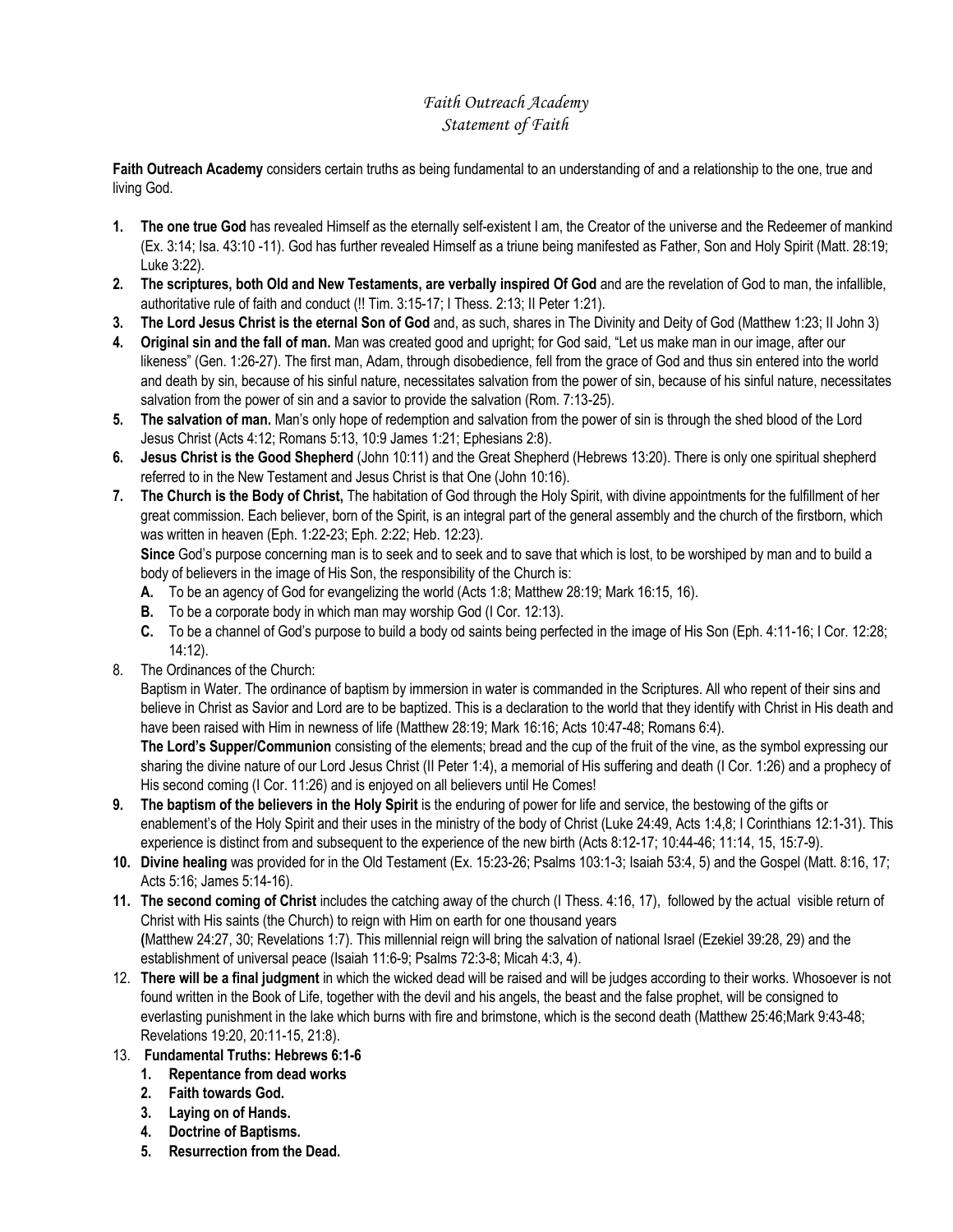*Faith Outreach Academy*
*Statement of Faith*

**Faith Outreach Academy** considers certain truths as being fundamental to an understanding of and a relationship to the one, true and living God.

1. **The one true God** has revealed Himself as the eternally self-existent I am, the Creator of the universe and the Redeemer of mankind (Ex. 3:14; Isa. 43:10 -11). God has further revealed Himself as a triune being manifested as Father, Son and Holy Spirit (Matt. 28:19; Luke 3:22).
2. **The scriptures, both Old and New Testaments, are verbally inspired Of God** and are the revelation of God to man, the infallible, authoritative rule of faith and conduct (!! Tim. 3:15-17; I Thess. 2:13; II Peter 1:21).
3. **The Lord Jesus Christ is the eternal Son of God** and, as such, shares in The Divinity and Deity of God (Matthew 1:23; II John 3)
4. **Original sin and the fall of man.** Man was created good and upright; for God said, "Let us make man in our image, after our likeness" (Gen. 1:26-27). The first man, Adam, through disobedience, fell from the grace of God and thus sin entered into the world and death by sin, because of his sinful nature, necessitates salvation from the power of sin, because of his sinful nature, necessitates salvation from the power of sin and a savior to provide the salvation (Rom. 7:13-25).
5. **The salvation of man.** Man's only hope of redemption and salvation from the power of sin is through the shed blood of the Lord Jesus Christ (Acts 4:12; Romans 5:13, 10:9 James 1:21; Ephesians 2:8).
6. **Jesus Christ is the Good Shepherd** (John 10:11) and the Great Shepherd (Hebrews 13:20). There is only one spiritual shepherd referred to in the New Testament and Jesus Christ is that One (John 10:16).
7. **The Church is the Body of Christ,** The habitation of God through the Holy Spirit, with divine appointments for the fulfillment of her great commission. Each believer, born of the Spirit, is an integral part of the general assembly and the church of the firstborn, which was written in heaven (Eph. 1:22-23; Eph. 2:22; Heb. 12:23).
   **Since** God's purpose concerning man is to seek and to seek and to save that which is lost, to be worshiped by man and to build a body of believers in the image of His Son, the responsibility of the Church is:
   - **A.** To be an agency of God for evangelizing the world (Acts 1:8; Matthew 28:19; Mark 16:15, 16).
   - **B.** To be a corporate body in which man may worship God (I Cor. 12:13).
   - **C.** To be a channel of God's purpose to build a body od saints being perfected in the image of His Son (Eph. 4:11-16; I Cor. 12:28; 14:12).
8. The Ordinances of the Church:
   Baptism in Water. The ordinance of baptism by immersion in water is commanded in the Scriptures. All who repent of their sins and believe in Christ as Savior and Lord are to be baptized. This is a declaration to the world that they identify with Christ in His death and have been raised with Him in newness of life (Matthew 28:19; Mark 16:16; Acts 10:47-48; Romans 6:4).
   **The Lord's Supper/Communion** consisting of the elements; bread and the cup of the fruit of the vine, as the symbol expressing our sharing the divine nature of our Lord Jesus Christ (II Peter 1:4), a memorial of His suffering and death (I Cor. 1:26) and a prophecy of His second coming (I Cor. 11:26) and is enjoyed on all believers until He Comes!
9. **The baptism of the believers in the Holy Spirit** is the enduring of power for life and service, the bestowing of the gifts or enablement's of the Holy Spirit and their uses in the ministry of the body of Christ (Luke 24:49, Acts 1:4,8; I Corinthians 12:1-31). This experience is distinct from and subsequent to the experience of the new birth (Acts 8:12-17; 10:44-46; 11:14, 15, 15:7-9).
10. **Divine healing** was provided for in the Old Testament (Ex. 15:23-26; Psalms 103:1-3; Isaiah 53:4, 5) and the Gospel (Matt. 8:16, 17; Acts 5:16; James 5:14-16).
11. **The second coming of Christ** includes the catching away of the church (I Thess. 4:16, 17), followed by the actual visible return of Christ with His saints (the Church) to reign with Him on earth for one thousand years
    **(**Matthew 24:27, 30; Revelations 1:7). This millennial reign will bring the salvation of national Israel (Ezekiel 39:28, 29) and the establishment of universal peace (Isaiah 11:6-9; Psalms 72:3-8; Micah 4:3, 4).
12. **There will be a final judgment** in which the wicked dead will be raised and will be judges according to their works. Whosoever is not found written in the Book of Life, together with the devil and his angels, the beast and the false prophet, will be consigned to everlasting punishment in the lake which burns with fire and brimstone, which is the second death (Matthew 25:46;Mark 9:43-48; Revelations 19:20, 20:11-15, 21:8).
13. **Fundamental Truths: Hebrews 6:1-6**
    1. **Repentance from dead works**
    2. **Faith towards God.**
    3. **Laying on of Hands.**
    4. **Doctrine of Baptisms.**
    5. **Resurrection from the Dead.**